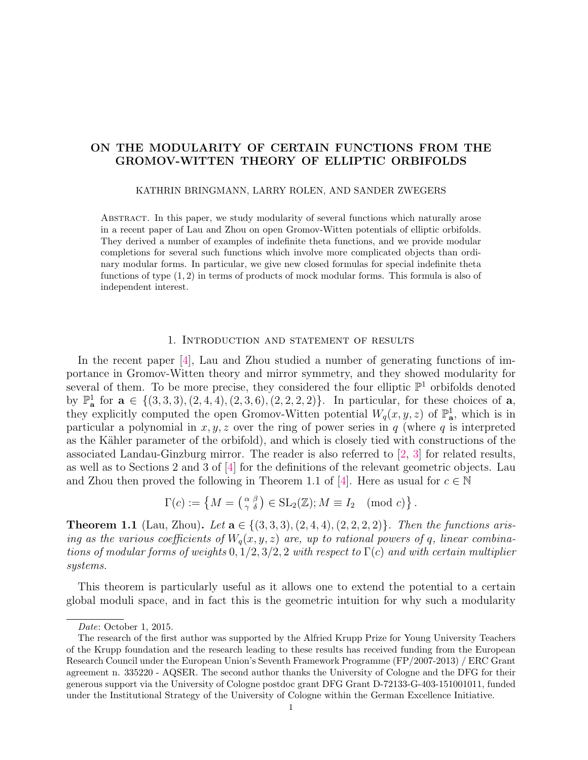# ON THE MODULARITY OF CERTAIN FUNCTIONS FROM THE GROMOV-WITTEN THEORY OF ELLIPTIC ORBIFOLDS

KATHRIN BRINGMANN, LARRY ROLEN, AND SANDER ZWEGERS

Abstract. In this paper, we study modularity of several functions which naturally arose in a recent paper of Lau and Zhou on open Gromov-Witten potentials of elliptic orbifolds. They derived a number of examples of indefinite theta functions, and we provide modular completions for several such functions which involve more complicated objects than ordinary modular forms. In particular, we give new closed formulas for special indefinite theta functions of type $(1,2)$ in terms of products of mock modular forms. This formula is also of independent interest.

## 1. Introduction and statement of results

In the recent paper [4], Lau and Zhou studied a number of generating functions of importance in Gromov-Witten theory and mirror symmetry, and they showed modularity for several of them. To be more precise, they considered the four elliptic $\mathbb{P}^1$ orbifolds denoted by $\mathbb{P}^1_{\mathbf{a}}$ for $\mathbf{a} \in \{(3,3,3),(2,4,4),(2,3,6),(2,2,2,2)\}$. In particular, for these choices of $\mathbf{a}$, they explicitly computed the open Gromov-Witten potential $W_q(x,y,z)$ of $\mathbb{P}^1_{\mathbf{a}}$, which is in particular a polynomial in $x,y,z$ over the ring of power series in $q$ (where $q$ is interpreted as the Kähler parameter of the orbifold), and which is closely tied with constructions of the associated Landau-Ginzburg mirror. The reader is also referred to [2, 3] for related results, as well as to Sections 2 and 3 of [4] for the definitions of the relevant geometric objects. Lau and Zhou then proved the following in Theorem 1.1 of [4]. Here as usual for $c \in \mathbb{N}$

$$\Gamma(c) := \left\{ M = \left(\begin{smallmatrix} \alpha & \beta \\ \gamma & \delta \end{smallmatrix}\right) \in \mathrm{SL}_2(\mathbb{Z}); M \equiv I_2 \pmod{c} \right\}.$$

**Theorem 1.1** (Lau, Zhou)**.** *Let $\mathbf{a} \in \{(3,3,3),(2,4,4),(2,2,2,2)\}$. Then the functions arising as the various coefficients of $W_q(x,y,z)$ are, up to rational powers of $q$, linear combinations of modular forms of weights $0, 1/2, 3/2, 2$ with respect to $\Gamma(c)$ and with certain multiplier systems.*

This theorem is particularly useful as it allows one to extend the potential to a certain global moduli space, and in fact this is the geometric intuition for why such a modularity

---

*Date*: October 1, 2015.

The research of the first author was supported by the Alfried Krupp Prize for Young University Teachers of the Krupp foundation and the research leading to these results has received funding from the European Research Council under the European Union's Seventh Framework Programme (FP/2007-2013) / ERC Grant agreement n. 335220 - AQSER. The second author thanks the University of Cologne and the DFG for their generous support via the University of Cologne postdoc grant DFG Grant D-72133-G-403-151001011, funded under the Institutional Strategy of the University of Cologne within the German Excellence Initiative.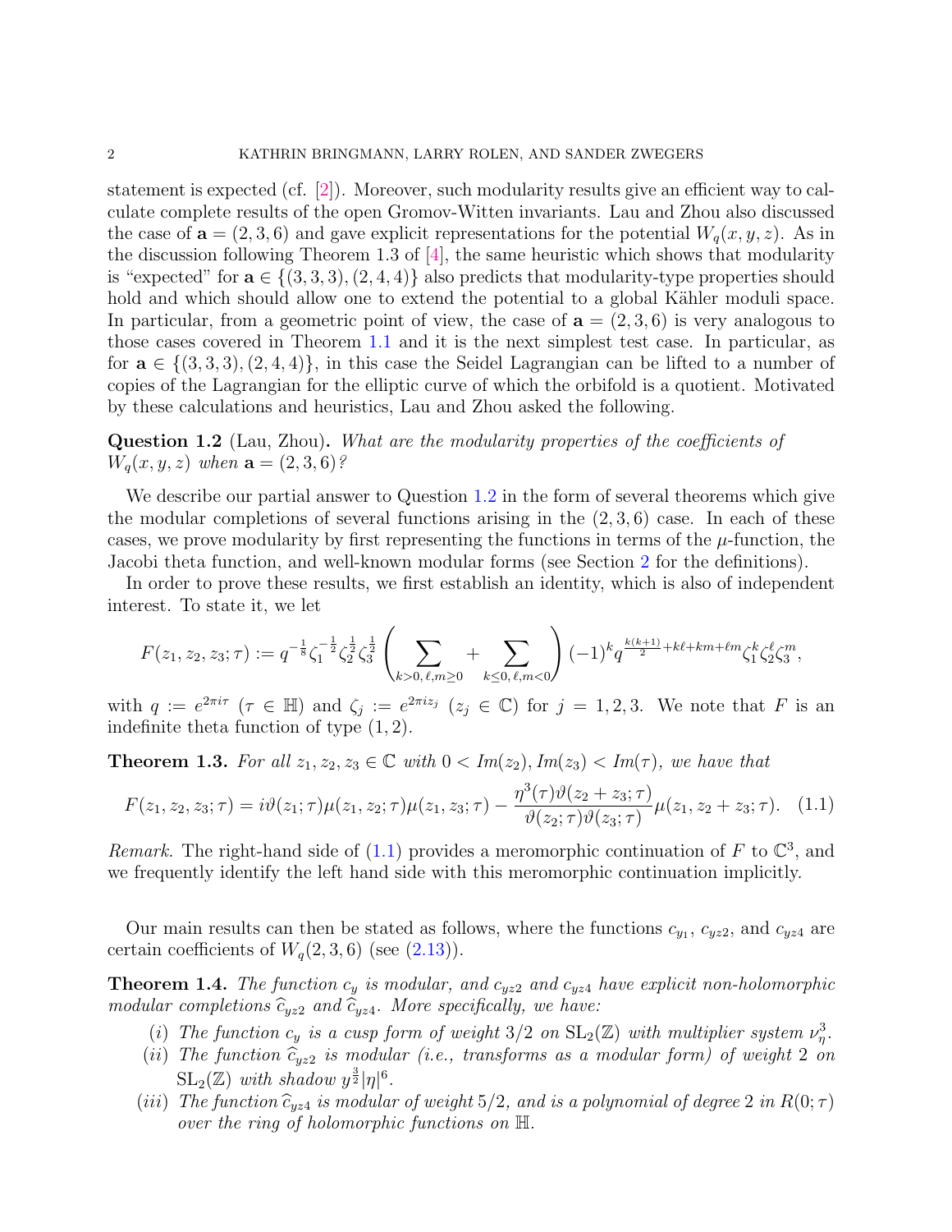statement is expected (cf. [2]). Moreover, such modularity results give an efficient way to calculate complete results of the open Gromov-Witten invariants. Lau and Zhou also discussed the case of $\mathbf{a} = (2,3,6)$ and gave explicit representations for the potential $W_q(x,y,z)$. As in the discussion following Theorem 1.3 of [4], the same heuristic which shows that modularity is "expected" for $\mathbf{a} \in \{(3,3,3),(2,4,4)\}$ also predicts that modularity-type properties should hold and which should allow one to extend the potential to a global Kähler moduli space. In particular, from a geometric point of view, the case of $\mathbf{a} = (2,3,6)$ is very analogous to those cases covered in Theorem 1.1 and it is the next simplest test case. In particular, as for $\mathbf{a} \in \{(3,3,3),(2,4,4)\}$, in this case the Seidel Lagrangian can be lifted to a number of copies of the Lagrangian for the elliptic curve of which the orbifold is a quotient. Motivated by these calculations and heuristics, Lau and Zhou asked the following.

**Question 1.2** (Lau, Zhou)**.** *What are the modularity properties of the coefficients of $W_q(x,y,z)$ when $\mathbf{a} = (2,3,6)$?*

We describe our partial answer to Question 1.2 in the form of several theorems which give the modular completions of several functions arising in the $(2,3,6)$ case. In each of these cases, we prove modularity by first representing the functions in terms of the $\mu$-function, the Jacobi theta function, and well-known modular forms (see Section 2 for the definitions).

In order to prove these results, we first establish an identity, which is also of independent interest. To state it, we let

$$F(z_1,z_2,z_3;\tau) := q^{-\frac{1}{8}}\zeta_1^{-\frac{1}{2}}\zeta_2^{\frac{1}{2}}\zeta_3^{\frac{1}{2}}\left(\sum_{k>0,\,\ell,m\geq 0} + \sum_{k\leq 0,\,\ell,m<0}\right)(-1)^k q^{\frac{k(k+1)}{2}+k\ell+km+\ell m}\zeta_1^k\zeta_2^\ell\zeta_3^m,$$

with $q := e^{2\pi i\tau}$ ($\tau \in \mathbb{H}$) and $\zeta_j := e^{2\pi i z_j}$ ($z_j \in \mathbb{C}$) for $j = 1,2,3$. We note that $F$ is an indefinite theta function of type $(1,2)$.

**Theorem 1.3.** *For all $z_1, z_2, z_3 \in \mathbb{C}$ with $0 < Im(z_2), Im(z_3) < Im(\tau)$, we have that*

$$F(z_1,z_2,z_3;\tau) = i\vartheta(z_1;\tau)\mu(z_1,z_2;\tau)\mu(z_1,z_3;\tau) - \frac{\eta^3(\tau)\vartheta(z_2+z_3;\tau)}{\vartheta(z_2;\tau)\vartheta(z_3;\tau)}\mu(z_1,z_2+z_3;\tau). \quad (1.1)$$

*Remark.* The right-hand side of (1.1) provides a meromorphic continuation of $F$ to $\mathbb{C}^3$, and we frequently identify the left hand side with this meromorphic continuation implicitly.

Our main results can then be stated as follows, where the functions $c_{y_1}$, $c_{yz2}$, and $c_{yz4}$ are certain coefficients of $W_q(2,3,6)$ (see (2.13)).

**Theorem 1.4.** *The function $c_y$ is modular, and $c_{yz2}$ and $c_{yz4}$ have explicit non-holomorphic modular completions $\widehat{c}_{yz2}$ and $\widehat{c}_{yz4}$. More specifically, we have:*

(i) *The function $c_y$ is a cusp form of weight $3/2$ on $\mathrm{SL}_2(\mathbb{Z})$ with multiplier system $\nu_\eta^3$.*
(ii) *The function $\widehat{c}_{yz2}$ is modular (i.e., transforms as a modular form) of weight $2$ on $\mathrm{SL}_2(\mathbb{Z})$ with shadow $y^{\frac{3}{2}}|\eta|^6$.*
(iii) *The function $\widehat{c}_{yz4}$ is modular of weight $5/2$, and is a polynomial of degree $2$ in $R(0;\tau)$ over the ring of holomorphic functions on $\mathbb{H}$.*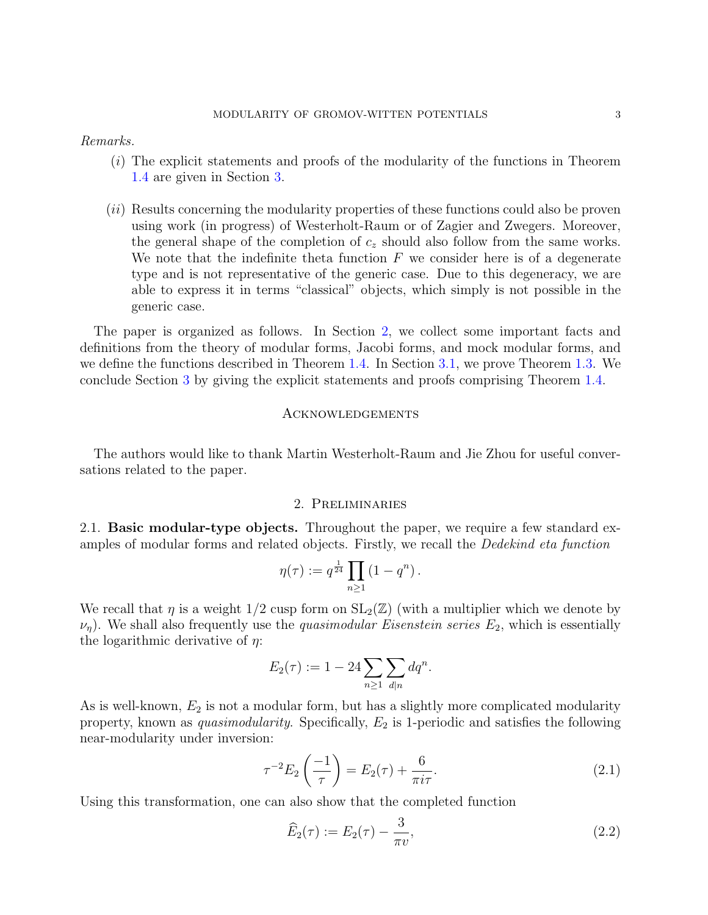*Remarks.*

(*i*) The explicit statements and proofs of the modularity of the functions in Theorem 1.4 are given in Section 3.

(*ii*) Results concerning the modularity properties of these functions could also be proven using work (in progress) of Westerholt-Raum or of Zagier and Zwegers. Moreover, the general shape of the completion of $c_z$ should also follow from the same works. We note that the indefinite theta function $F$ we consider here is of a degenerate type and is not representative of the generic case. Due to this degeneracy, we are able to express it in terms "classical" objects, which simply is not possible in the generic case.

The paper is organized as follows. In Section 2, we collect some important facts and definitions from the theory of modular forms, Jacobi forms, and mock modular forms, and we define the functions described in Theorem 1.4. In Section 3.1, we prove Theorem 1.3. We conclude Section 3 by giving the explicit statements and proofs comprising Theorem 1.4.

## Acknowledgements

The authors would like to thank Martin Westerholt-Raum and Jie Zhou for useful conversations related to the paper.

## 2. Preliminaries

2.1. **Basic modular-type objects.** Throughout the paper, we require a few standard examples of modular forms and related objects. Firstly, we recall the *Dedekind eta function*

$$\eta(\tau) := q^{\frac{1}{24}} \prod_{n \geq 1} (1 - q^n) .$$

We recall that $\eta$ is a weight $1/2$ cusp form on $\mathrm{SL}_2(\mathbb{Z})$ (with a multiplier which we denote by $\nu_\eta$). We shall also frequently use the *quasimodular Eisenstein series* $E_2$, which is essentially the logarithmic derivative of $\eta$:

$$E_2(\tau) := 1 - 24 \sum_{n \geq 1} \sum_{d|n} dq^n.$$

As is well-known, $E_2$ is not a modular form, but has a slightly more complicated modularity property, known as *quasimodularity*. Specifically, $E_2$ is 1-periodic and satisfies the following near-modularity under inversion:

$$\tau^{-2} E_2\left(\frac{-1}{\tau}\right) = E_2(\tau) + \frac{6}{\pi i \tau}. \tag{2.1}$$

Using this transformation, one can also show that the completed function

$$\widehat{E}_2(\tau) := E_2(\tau) - \frac{3}{\pi v}, \tag{2.2}$$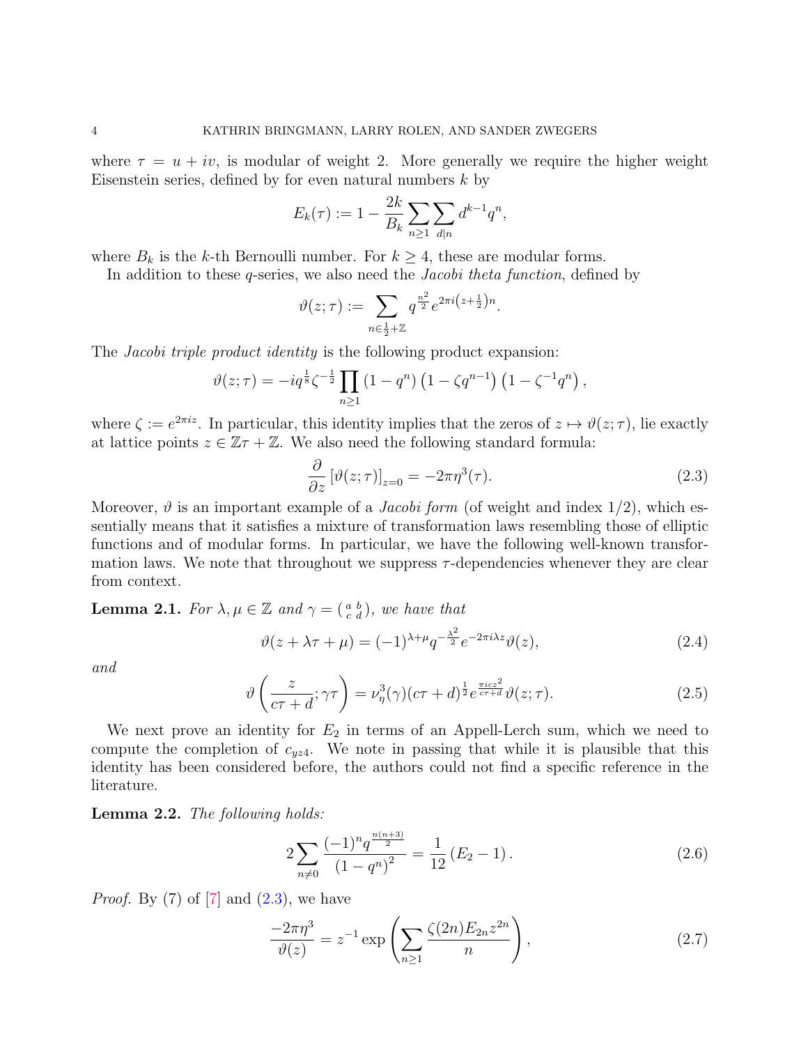where $\tau = u + iv$, is modular of weight 2. More generally we require the higher weight Eisenstein series, defined by for even natural numbers $k$ by

$$E_k(\tau) := 1 - \frac{2k}{B_k} \sum_{n \geq 1} \sum_{d|n} d^{k-1} q^n,$$

where $B_k$ is the $k$-th Bernoulli number. For $k \geq 4$, these are modular forms.

In addition to these $q$-series, we also need the *Jacobi theta function*, defined by

$$\vartheta(z;\tau) := \sum_{n \in \frac{1}{2}+\mathbb{Z}} q^{\frac{n^2}{2}} e^{2\pi i \left(z+\frac{1}{2}\right)n}.$$

The *Jacobi triple product identity* is the following product expansion:

$$\vartheta(z;\tau) = -iq^{\frac{1}{8}} \zeta^{-\frac{1}{2}} \prod_{n \geq 1} \left(1-q^n\right)\left(1-\zeta q^{n-1}\right)\left(1-\zeta^{-1}q^n\right),$$

where $\zeta := e^{2\pi i z}$. In particular, this identity implies that the zeros of $z \mapsto \vartheta(z;\tau)$, lie exactly at lattice points $z \in \mathbb{Z}\tau + \mathbb{Z}$. We also need the following standard formula:

$$\frac{\partial}{\partial z} \left[\vartheta(z;\tau)\right]_{z=0} = -2\pi\eta^3(\tau). \tag{2.3}$$

Moreover, $\vartheta$ is an important example of a *Jacobi form* (of weight and index $1/2$), which essentially means that it satisfies a mixture of transformation laws resembling those of elliptic functions and of modular forms. In particular, we have the following well-known transformation laws. We note that throughout we suppress $\tau$-dependencies whenever they are clear from context.

**Lemma 2.1.** *For $\lambda, \mu \in \mathbb{Z}$ and $\gamma = \left(\begin{smallmatrix} a & b \\ c & d \end{smallmatrix}\right)$, we have that*

$$\vartheta(z + \lambda\tau + \mu) = (-1)^{\lambda+\mu} q^{-\frac{\lambda^2}{2}} e^{-2\pi i \lambda z} \vartheta(z), \tag{2.4}$$

*and*

$$\vartheta\left(\frac{z}{c\tau+d};\gamma\tau\right) = \nu_\eta^3(\gamma)(c\tau+d)^{\frac{1}{2}} e^{\frac{\pi i c z^2}{c\tau+d}} \vartheta(z;\tau). \tag{2.5}$$

We next prove an identity for $E_2$ in terms of an Appell-Lerch sum, which we need to compute the completion of $c_{yz4}$. We note in passing that while it is plausible that this identity has been considered before, the authors could not find a specific reference in the literature.

**Lemma 2.2.** *The following holds:*

$$2\sum_{n \neq 0} \frac{(-1)^n q^{\frac{n(n+3)}{2}}}{\left(1-q^n\right)^2} = \frac{1}{12}\left(E_2 - 1\right). \tag{2.6}$$

*Proof.* By (7) of [7] and (2.3), we have

$$\frac{-2\pi\eta^3}{\vartheta(z)} = z^{-1} \exp\left(\sum_{n \geq 1} \frac{\zeta(2n) E_{2n} z^{2n}}{n}\right), \tag{2.7}$$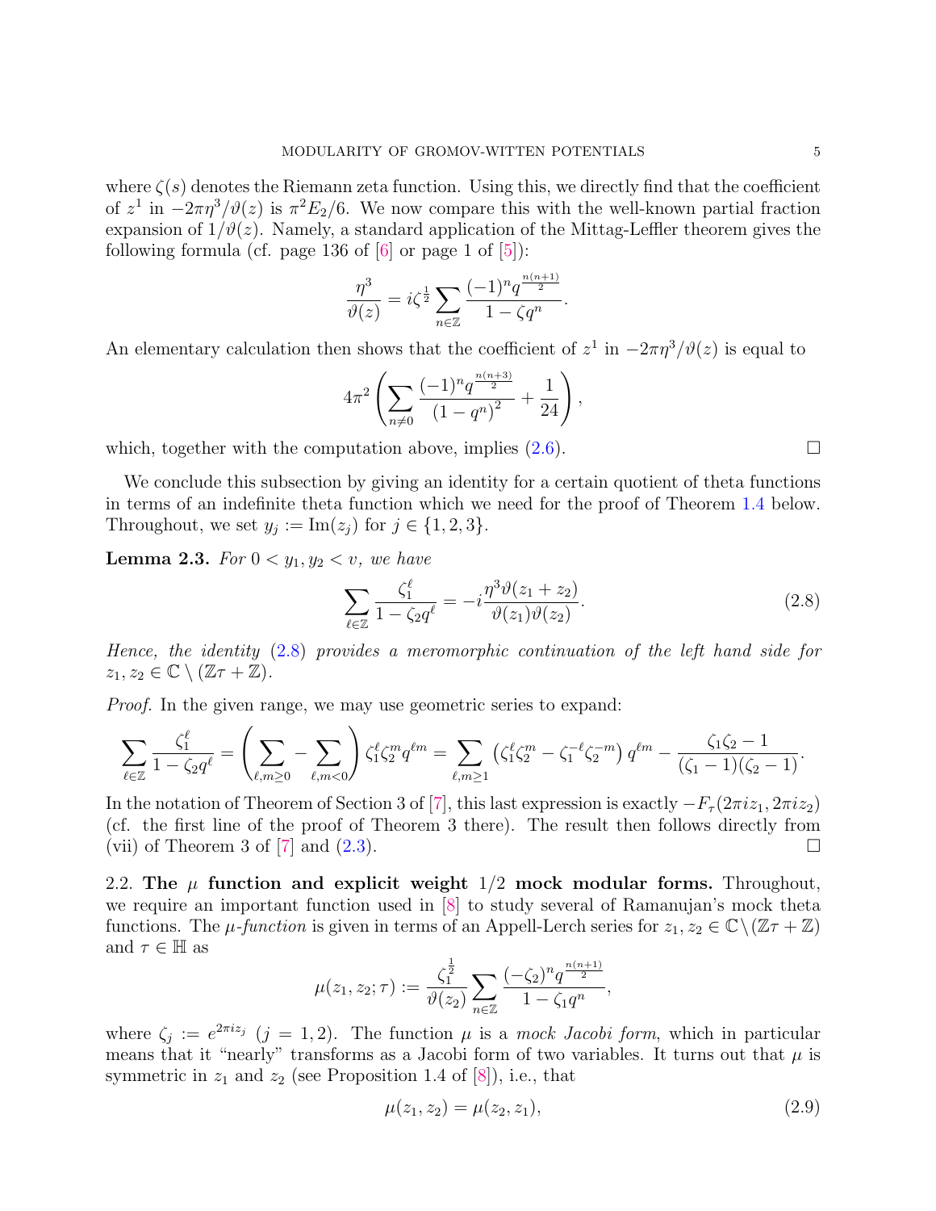where $\zeta(s)$ denotes the Riemann zeta function. Using this, we directly find that the coefficient of $z^1$ in $-2\pi\eta^3/\vartheta(z)$ is $\pi^2 E_2/6$. We now compare this with the well-known partial fraction expansion of $1/\vartheta(z)$. Namely, a standard application of the Mittag-Leffler theorem gives the following formula (cf. page 136 of [6] or page 1 of [5]):

$$\frac{\eta^3}{\vartheta(z)} = i\zeta^{\frac{1}{2}} \sum_{n\in\mathbb{Z}} \frac{(-1)^n q^{\frac{n(n+1)}{2}}}{1-\zeta q^n}.$$

An elementary calculation then shows that the coefficient of $z^1$ in $-2\pi\eta^3/\vartheta(z)$ is equal to

$$4\pi^2 \left( \sum_{n\neq 0} \frac{(-1)^n q^{\frac{n(n+3)}{2}}}{(1-q^n)^2} + \frac{1}{24} \right),$$

which, together with the computation above, implies (2.6). $\square$

We conclude this subsection by giving an identity for a certain quotient of theta functions in terms of an indefinite theta function which we need for the proof of Theorem 1.4 below. Throughout, we set $y_j := \operatorname{Im}(z_j)$ for $j \in \{1, 2, 3\}$.

**Lemma 2.3.** *For $0 < y_1, y_2 < v$, we have*

$$\sum_{\ell\in\mathbb{Z}} \frac{\zeta_1^\ell}{1-\zeta_2 q^\ell} = -i\frac{\eta^3 \vartheta(z_1+z_2)}{\vartheta(z_1)\vartheta(z_2)}. \tag{2.8}$$

*Hence, the identity (2.8) provides a meromorphic continuation of the left hand side for $z_1, z_2 \in \mathbb{C} \setminus (\mathbb{Z}\tau + \mathbb{Z})$.*

*Proof.* In the given range, we may use geometric series to expand:

$$\sum_{\ell\in\mathbb{Z}} \frac{\zeta_1^\ell}{1-\zeta_2 q^\ell} = \left( \sum_{\ell,m\geq 0} - \sum_{\ell,m<0} \right) \zeta_1^\ell \zeta_2^m q^{\ell m} = \sum_{\ell,m\geq 1} \left( \zeta_1^\ell \zeta_2^m - \zeta_1^{-\ell}\zeta_2^{-m} \right) q^{\ell m} - \frac{\zeta_1\zeta_2 - 1}{(\zeta_1-1)(\zeta_2-1)}.$$

In the notation of Theorem of Section 3 of [7], this last expression is exactly $-F_\tau(2\pi i z_1, 2\pi i z_2)$ (cf. the first line of the proof of Theorem 3 there). The result then follows directly from (vii) of Theorem 3 of [7] and (2.3). $\square$

2.2. **The $\mu$ function and explicit weight $1/2$ mock modular forms.** Throughout, we require an important function used in [8] to study several of Ramanujan's mock theta functions. The *$\mu$-function* is given in terms of an Appell-Lerch series for $z_1, z_2 \in \mathbb{C} \setminus (\mathbb{Z}\tau + \mathbb{Z})$ and $\tau \in \mathbb{H}$ as

$$\mu(z_1, z_2; \tau) := \frac{\zeta_1^{\frac{1}{2}}}{\vartheta(z_2)} \sum_{n\in\mathbb{Z}} \frac{(-\zeta_2)^n q^{\frac{n(n+1)}{2}}}{1-\zeta_1 q^n},$$

where $\zeta_j := e^{2\pi i z_j}$ $(j = 1, 2)$. The function $\mu$ is a *mock Jacobi form*, which in particular means that it "nearly" transforms as a Jacobi form of two variables. It turns out that $\mu$ is symmetric in $z_1$ and $z_2$ (see Proposition 1.4 of [8]), i.e., that

$$\mu(z_1, z_2) = \mu(z_2, z_1), \tag{2.9}$$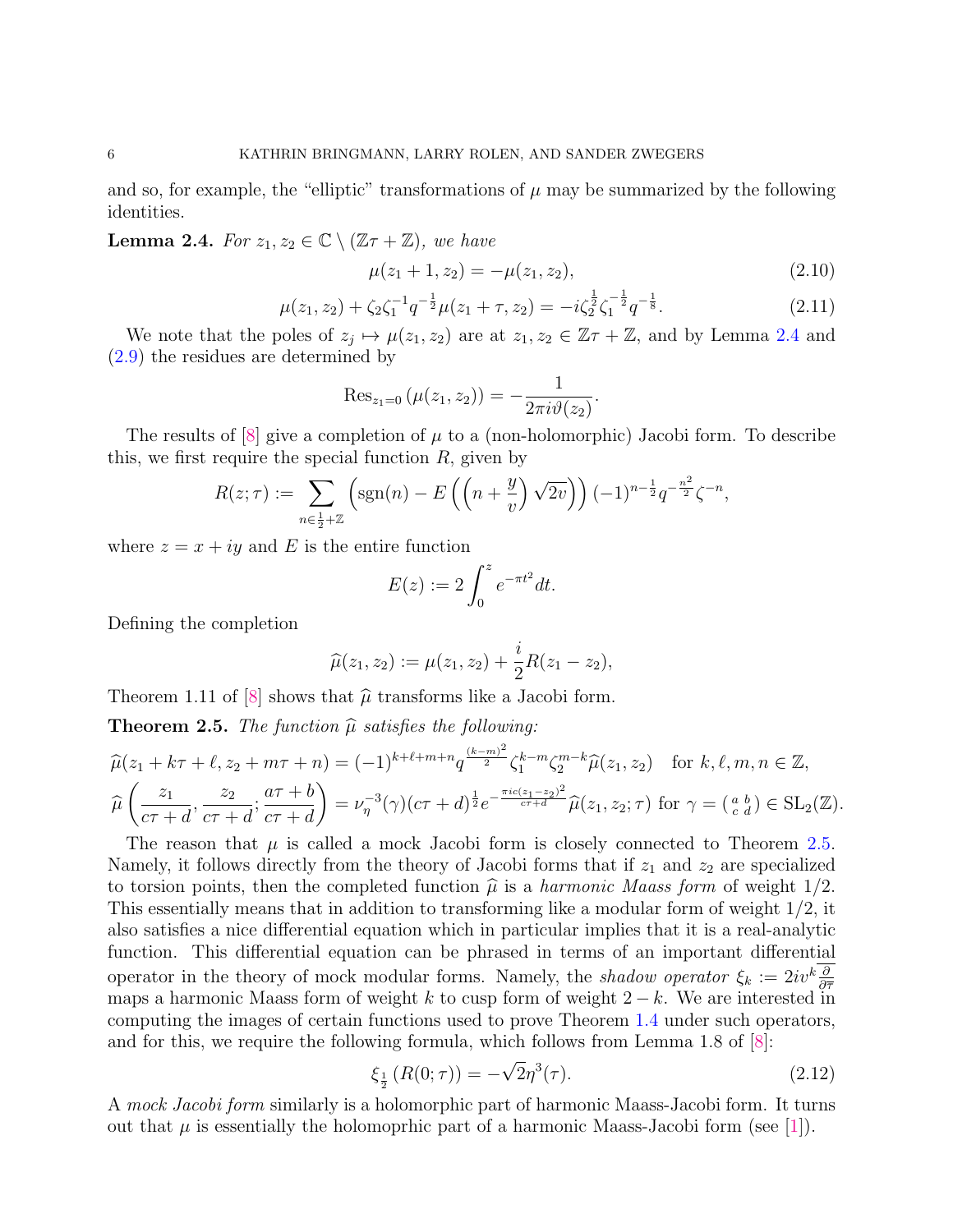and so, for example, the "elliptic" transformations of $\mu$ may be summarized by the following identities.

**Lemma 2.4.** *For $z_1, z_2 \in \mathbb{C} \setminus (\mathbb{Z}\tau + \mathbb{Z})$, we have*

$$\mu(z_1 + 1, z_2) = -\mu(z_1, z_2), \tag{2.10}$$

$$\mu(z_1, z_2) + \zeta_2 \zeta_1^{-1} q^{-\frac{1}{2}} \mu(z_1 + \tau, z_2) = -i \zeta_2^{\frac{1}{2}} \zeta_1^{-\frac{1}{2}} q^{-\frac{1}{8}}. \tag{2.11}$$

We note that the poles of $z_j \mapsto \mu(z_1, z_2)$ are at $z_1, z_2 \in \mathbb{Z}\tau + \mathbb{Z}$, and by Lemma 2.4 and (2.9) the residues are determined by

$$\mathrm{Res}_{z_1=0}\left(\mu(z_1, z_2)\right) = -\frac{1}{2\pi i \vartheta(z_2)}.$$

The results of [8] give a completion of $\mu$ to a (non-holomorphic) Jacobi form. To describe this, we first require the special function $R$, given by

$$R(z;\tau) := \sum_{n \in \frac{1}{2} + \mathbb{Z}} \left( \mathrm{sgn}(n) - E\left( \left( n + \frac{y}{v} \right) \sqrt{2v} \right) \right) (-1)^{n-\frac{1}{2}} q^{-\frac{n^2}{2}} \zeta^{-n},$$

where $z = x + iy$ and $E$ is the entire function

$$E(z) := 2 \int_0^z e^{-\pi t^2} dt.$$

Defining the completion

$$\widehat{\mu}(z_1, z_2) := \mu(z_1, z_2) + \frac{i}{2} R(z_1 - z_2),$$

Theorem 1.11 of [8] shows that $\widehat{\mu}$ transforms like a Jacobi form.

**Theorem 2.5.** *The function $\widehat{\mu}$ satisfies the following:*

$$\widehat{\mu}(z_1 + k\tau + \ell, z_2 + m\tau + n) = (-1)^{k+\ell+m+n} q^{\frac{(k-m)^2}{2}} \zeta_1^{k-m} \zeta_2^{m-k} \widehat{\mu}(z_1, z_2) \quad \text{for } k, \ell, m, n \in \mathbb{Z},$$

$$\widehat{\mu}\left( \frac{z_1}{c\tau + d}, \frac{z_2}{c\tau + d}; \frac{a\tau + b}{c\tau + d} \right) = \nu_\eta^{-3}(\gamma)(c\tau + d)^{\frac{1}{2}} e^{-\frac{\pi i c (z_1 - z_2)^2}{c\tau + d}} \widehat{\mu}(z_1, z_2; \tau) \text{ for } \gamma = \left(\begin{smallmatrix} a & b \\ c & d \end{smallmatrix}\right) \in \mathrm{SL}_2(\mathbb{Z}).$$

The reason that $\mu$ is called a mock Jacobi form is closely connected to Theorem 2.5. Namely, it follows directly from the theory of Jacobi forms that if $z_1$ and $z_2$ are specialized to torsion points, then the completed function $\widehat{\mu}$ is a *harmonic Maass form* of weight $1/2$. This essentially means that in addition to transforming like a modular form of weight $1/2$, it also satisfies a nice differential equation which in particular implies that it is a real-analytic function. This differential equation can be phrased in terms of an important differential operator in the theory of mock modular forms. Namely, the *shadow operator* $\xi_k := 2iv^k \overline{\frac{\partial}{\partial \overline{\tau}}}$ maps a harmonic Maass form of weight $k$ to cusp form of weight $2-k$. We are interested in computing the images of certain functions used to prove Theorem 1.4 under such operators, and for this, we require the following formula, which follows from Lemma 1.8 of [8]:

$$\xi_{\frac{1}{2}}\left(R(0;\tau)\right) = -\sqrt{2}\eta^3(\tau). \tag{2.12}$$

A *mock Jacobi form* similarly is a holomorphic part of harmonic Maass-Jacobi form. It turns out that $\mu$ is essentially the holomoprhic part of a harmonic Maass-Jacobi form (see [1]).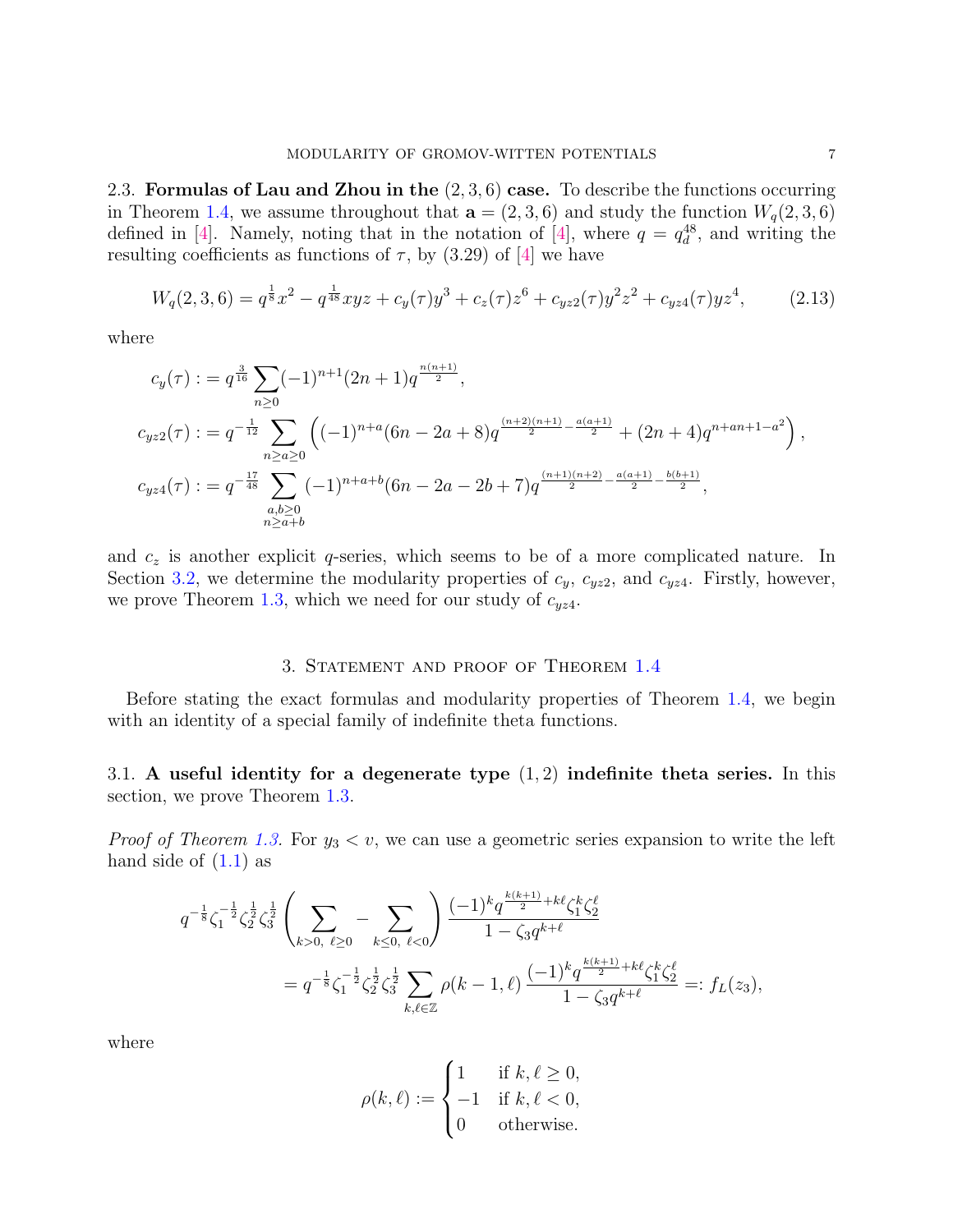### 2.3. Formulas of Lau and Zhou in the $(2,3,6)$ case.

To describe the functions occurring in Theorem 1.4, we assume throughout that $\mathbf{a} = (2,3,6)$ and study the function $W_q(2,3,6)$ defined in [4]. Namely, noting that in the notation of [4], where $q = q_d^{48}$, and writing the resulting coefficients as functions of $\tau$, by (3.29) of [4] we have

$$W_q(2,3,6) = q^{\frac{1}{8}} x^2 - q^{\frac{1}{48}} xyz + c_y(\tau) y^3 + c_z(\tau) z^6 + c_{yz2}(\tau) y^2 z^2 + c_{yz4}(\tau) yz^4, \tag{2.13}$$

where

$$c_y(\tau) := q^{\frac{3}{16}} \sum_{n \geq 0} (-1)^{n+1} (2n+1) q^{\frac{n(n+1)}{2}},$$

$$c_{yz2}(\tau) := q^{-\frac{1}{12}} \sum_{n \geq a \geq 0} \left( (-1)^{n+a} (6n - 2a + 8) q^{\frac{(n+2)(n+1)}{2} - \frac{a(a+1)}{2}} + (2n+4) q^{n + an + 1 - a^2} \right),$$

$$c_{yz4}(\tau) := q^{-\frac{17}{48}} \sum_{\substack{a,b \geq 0 \\ n \geq a+b}} (-1)^{n+a+b} (6n - 2a - 2b + 7) q^{\frac{(n+1)(n+2)}{2} - \frac{a(a+1)}{2} - \frac{b(b+1)}{2}},$$

and $c_z$ is another explicit $q$-series, which seems to be of a more complicated nature. In Section 3.2, we determine the modularity properties of $c_y$, $c_{yz2}$, and $c_{yz4}$. Firstly, however, we prove Theorem 1.3, which we need for our study of $c_{yz4}$.

## 3. Statement and proof of Theorem 1.4

Before stating the exact formulas and modularity properties of Theorem 1.4, we begin with an identity of a special family of indefinite theta functions.

### 3.1. A useful identity for a degenerate type $(1,2)$ indefinite theta series.

In this section, we prove Theorem 1.3.

*Proof of Theorem 1.3.* For $y_3 < v$, we can use a geometric series expansion to write the left hand side of (1.1) as

$$q^{-\frac{1}{8}} \zeta_1^{-\frac{1}{2}} \zeta_2^{\frac{1}{2}} \zeta_3^{\frac{1}{2}} \left( \sum_{k>0,\ \ell \geq 0} - \sum_{k \leq 0,\ \ell < 0} \right) \frac{(-1)^k q^{\frac{k(k+1)}{2} + k\ell} \zeta_1^k \zeta_2^\ell}{1 - \zeta_3 q^{k+\ell}}$$

$$= q^{-\frac{1}{8}} \zeta_1^{-\frac{1}{2}} \zeta_2^{\frac{1}{2}} \zeta_3^{\frac{1}{2}} \sum_{k,\ell \in \mathbb{Z}} \rho(k-1,\ell) \frac{(-1)^k q^{\frac{k(k+1)}{2} + k\ell} \zeta_1^k \zeta_2^\ell}{1 - \zeta_3 q^{k+\ell}} =: f_L(z_3),$$

where

$$\rho(k,\ell) := \begin{cases} 1 & \text{if } k, \ell \geq 0, \\ -1 & \text{if } k, \ell < 0, \\ 0 & \text{otherwise.} \end{cases}$$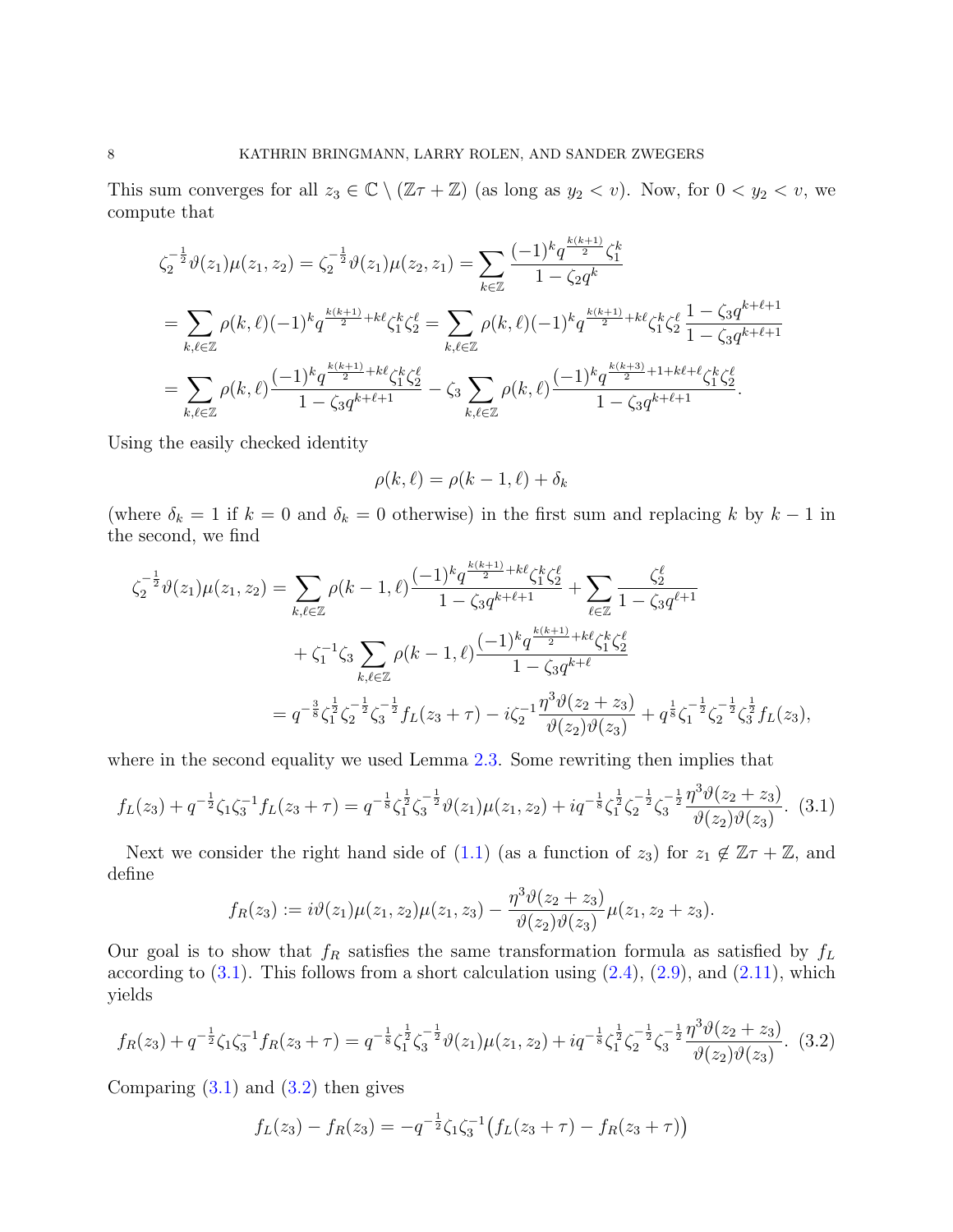This sum converges for all $z_3 \in \mathbb{C} \setminus (\mathbb{Z}\tau + \mathbb{Z})$ (as long as $y_2 < v$). Now, for $0 < y_2 < v$, we compute that

$$
\begin{aligned}
\zeta_2^{-\frac{1}{2}}\vartheta(z_1)\mu(z_1,z_2) &= \zeta_2^{-\frac{1}{2}}\vartheta(z_1)\mu(z_2,z_1) = \sum_{k\in\mathbb{Z}} \frac{(-1)^k q^{\frac{k(k+1)}{2}}\zeta_1^k}{1-\zeta_2 q^k} \\
&= \sum_{k,\ell\in\mathbb{Z}} \rho(k,\ell)(-1)^k q^{\frac{k(k+1)}{2}+k\ell}\zeta_1^k\zeta_2^\ell = \sum_{k,\ell\in\mathbb{Z}} \rho(k,\ell)(-1)^k q^{\frac{k(k+1)}{2}+k\ell}\zeta_1^k\zeta_2^\ell \frac{1-\zeta_3 q^{k+\ell+1}}{1-\zeta_3 q^{k+\ell+1}} \\
&= \sum_{k,\ell\in\mathbb{Z}} \rho(k,\ell)\frac{(-1)^k q^{\frac{k(k+1)}{2}+k\ell}\zeta_1^k\zeta_2^\ell}{1-\zeta_3 q^{k+\ell+1}} - \zeta_3 \sum_{k,\ell\in\mathbb{Z}} \rho(k,\ell)\frac{(-1)^k q^{\frac{k(k+3)}{2}+1+k\ell+\ell}\zeta_1^k\zeta_2^\ell}{1-\zeta_3 q^{k+\ell+1}}.
\end{aligned}
$$

Using the easily checked identity

$$
\rho(k,\ell) = \rho(k-1,\ell) + \delta_k
$$

(where $\delta_k = 1$ if $k=0$ and $\delta_k = 0$ otherwise) in the first sum and replacing $k$ by $k-1$ in the second, we find

$$
\begin{aligned}
\zeta_2^{-\frac{1}{2}}\vartheta(z_1)\mu(z_1,z_2) &= \sum_{k,\ell\in\mathbb{Z}} \rho(k-1,\ell)\frac{(-1)^k q^{\frac{k(k+1)}{2}+k\ell}\zeta_1^k\zeta_2^\ell}{1-\zeta_3 q^{k+\ell+1}} + \sum_{\ell\in\mathbb{Z}} \frac{\zeta_2^\ell}{1-\zeta_3 q^{\ell+1}} \\
&\quad + \zeta_1^{-1}\zeta_3 \sum_{k,\ell\in\mathbb{Z}} \rho(k-1,\ell)\frac{(-1)^k q^{\frac{k(k+1)}{2}+k\ell}\zeta_1^k\zeta_2^\ell}{1-\zeta_3 q^{k+\ell}} \\
&= q^{-\frac{3}{8}}\zeta_1^{\frac{1}{2}}\zeta_2^{-\frac{1}{2}}\zeta_3^{-\frac{1}{2}} f_L(z_3+\tau) - i\zeta_2^{-1}\frac{\eta^3\vartheta(z_2+z_3)}{\vartheta(z_2)\vartheta(z_3)} + q^{\frac{1}{8}}\zeta_1^{-\frac{1}{2}}\zeta_2^{-\frac{1}{2}}\zeta_3^{\frac{1}{2}} f_L(z_3),
\end{aligned}
$$

where in the second equality we used Lemma 2.3. Some rewriting then implies that

$$
f_L(z_3) + q^{-\frac{1}{2}}\zeta_1\zeta_3^{-1} f_L(z_3+\tau) = q^{-\frac{1}{8}}\zeta_1^{\frac{1}{2}}\zeta_3^{-\frac{1}{2}}\vartheta(z_1)\mu(z_1,z_2) + iq^{-\frac{1}{8}}\zeta_1^{\frac{1}{2}}\zeta_2^{-\frac{1}{2}}\zeta_3^{-\frac{1}{2}}\frac{\eta^3\vartheta(z_2+z_3)}{\vartheta(z_2)\vartheta(z_3)}. \quad (3.1)
$$

Next we consider the right hand side of (1.1) (as a function of $z_3$) for $z_1 \notin \mathbb{Z}\tau + \mathbb{Z}$, and define

$$
f_R(z_3) := i\vartheta(z_1)\mu(z_1,z_2)\mu(z_1,z_3) - \frac{\eta^3\vartheta(z_2+z_3)}{\vartheta(z_2)\vartheta(z_3)}\mu(z_1,z_2+z_3).
$$

Our goal is to show that $f_R$ satisfies the same transformation formula as satisfied by $f_L$ according to (3.1). This follows from a short calculation using (2.4), (2.9), and (2.11), which yields

$$
f_R(z_3) + q^{-\frac{1}{2}}\zeta_1\zeta_3^{-1} f_R(z_3+\tau) = q^{-\frac{1}{8}}\zeta_1^{\frac{1}{2}}\zeta_3^{-\frac{1}{2}}\vartheta(z_1)\mu(z_1,z_2) + iq^{-\frac{1}{8}}\zeta_1^{\frac{1}{2}}\zeta_2^{-\frac{1}{2}}\zeta_3^{-\frac{1}{2}}\frac{\eta^3\vartheta(z_2+z_3)}{\vartheta(z_2)\vartheta(z_3)}. \quad (3.2)
$$

Comparing (3.1) and (3.2) then gives

$$
f_L(z_3) - f_R(z_3) = -q^{-\frac{1}{2}}\zeta_1\zeta_3^{-1}\big(f_L(z_3+\tau) - f_R(z_3+\tau)\big)
$$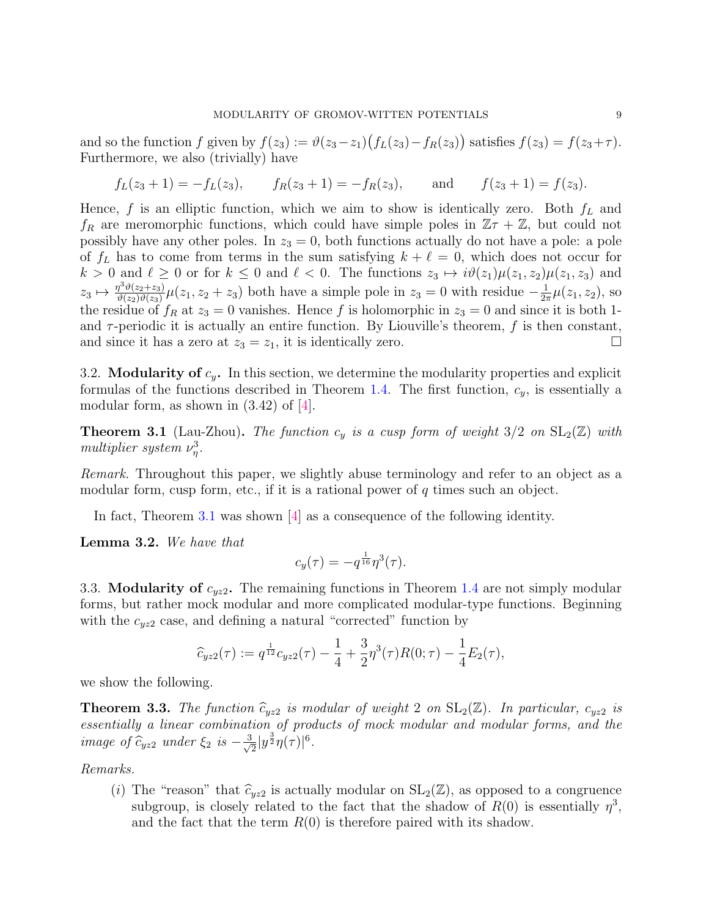and so the function $f$ given by $f(z_3) := \vartheta(z_3 - z_1)\big(f_L(z_3) - f_R(z_3)\big)$ satisfies $f(z_3) = f(z_3 + \tau)$. Furthermore, we also (trivially) have

$$f_L(z_3 + 1) = -f_L(z_3), \qquad f_R(z_3 + 1) = -f_R(z_3), \qquad \text{and} \qquad f(z_3 + 1) = f(z_3).$$

Hence, $f$ is an elliptic function, which we aim to show is identically zero. Both $f_L$ and $f_R$ are meromorphic functions, which could have simple poles in $\mathbb{Z}\tau + \mathbb{Z}$, but could not possibly have any other poles. In $z_3 = 0$, both functions actually do not have a pole: a pole of $f_L$ has to come from terms in the sum satisfying $k + \ell = 0$, which does not occur for $k > 0$ and $\ell \geq 0$ or for $k \leq 0$ and $\ell < 0$. The functions $z_3 \mapsto i\vartheta(z_1)\mu(z_1, z_2)\mu(z_1, z_3)$ and $z_3 \mapsto \frac{\eta^3 \vartheta(z_2 + z_3)}{\vartheta(z_2)\vartheta(z_3)}\mu(z_1, z_2 + z_3)$ both have a simple pole in $z_3 = 0$ with residue $-\frac{1}{2\pi}\mu(z_1, z_2)$, so the residue of $f_R$ at $z_3 = 0$ vanishes. Hence $f$ is holomorphic in $z_3 = 0$ and since it is both 1- and $\tau$-periodic it is actually an entire function. By Liouville's theorem, $f$ is then constant, and since it has a zero at $z_3 = z_1$, it is identically zero. $\square$

3.2. **Modularity of $c_y$.** In this section, we determine the modularity properties and explicit formulas of the functions described in Theorem 1.4. The first function, $c_y$, is essentially a modular form, as shown in (3.42) of [4].

**Theorem 3.1** (Lau-Zhou)**.** *The function $c_y$ is a cusp form of weight $3/2$ on $\mathrm{SL}_2(\mathbb{Z})$ with multiplier system $\nu_\eta^3$.*

*Remark.* Throughout this paper, we slightly abuse terminology and refer to an object as a modular form, cusp form, etc., if it is a rational power of $q$ times such an object.

In fact, Theorem 3.1 was shown [4] as a consequence of the following identity.

**Lemma 3.2.** *We have that*

$$c_y(\tau) = -q^{\frac{1}{16}}\eta^3(\tau).$$

3.3. **Modularity of $c_{yz2}$.** The remaining functions in Theorem 1.4 are not simply modular forms, but rather mock modular and more complicated modular-type functions. Beginning with the $c_{yz2}$ case, and defining a natural "corrected" function by

$$\widehat{c}_{yz2}(\tau) := q^{\frac{1}{12}}c_{yz2}(\tau) - \frac{1}{4} + \frac{3}{2}\eta^3(\tau)R(0;\tau) - \frac{1}{4}E_2(\tau),$$

we show the following.

**Theorem 3.3.** *The function $\widehat{c}_{yz2}$ is modular of weight 2 on $\mathrm{SL}_2(\mathbb{Z})$. In particular, $c_{yz2}$ is essentially a linear combination of products of mock modular and modular forms, and the image of $\widehat{c}_{yz2}$ under $\xi_2$ is $-\frac{3}{\sqrt{2}}|y^{\frac{3}{2}}\eta(\tau)|^6$.*

*Remarks.*

(*i*) The "reason" that $\widehat{c}_{yz2}$ is actually modular on $\mathrm{SL}_2(\mathbb{Z})$, as opposed to a congruence subgroup, is closely related to the fact that the shadow of $R(0)$ is essentially $\eta^3$, and the fact that the term $R(0)$ is therefore paired with its shadow.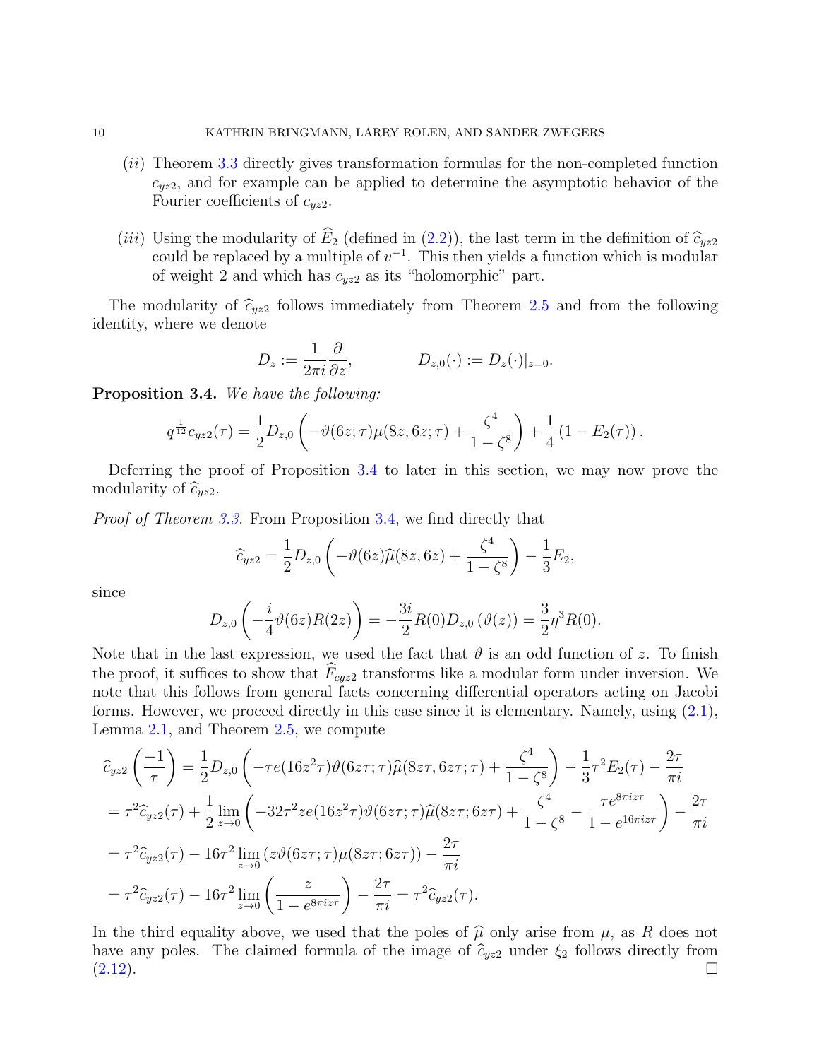(ii) Theorem 3.3 directly gives transformation formulas for the non-completed function $c_{yz2}$, and for example can be applied to determine the asymptotic behavior of the Fourier coefficients of $c_{yz2}$.

(iii) Using the modularity of $\widehat{E}_2$ (defined in (2.2)), the last term in the definition of $\widehat{c}_{yz2}$ could be replaced by a multiple of $v^{-1}$. This then yields a function which is modular of weight 2 and which has $c_{yz2}$ as its "holomorphic" part.

The modularity of $\widehat{c}_{yz2}$ follows immediately from Theorem 2.5 and from the following identity, where we denote

$$D_z := \frac{1}{2\pi i}\frac{\partial}{\partial z}, \qquad\qquad D_{z,0}(\cdot) := D_z(\cdot)|_{z=0}.$$

**Proposition 3.4.** *We have the following:*

$$q^{\frac{1}{12}} c_{yz2}(\tau) = \frac{1}{2} D_{z,0}\left(-\vartheta(6z;\tau)\mu(8z,6z;\tau) + \frac{\zeta^4}{1-\zeta^8}\right) + \frac{1}{4}\left(1 - E_2(\tau)\right).$$

Deferring the proof of Proposition 3.4 to later in this section, we may now prove the modularity of $\widehat{c}_{yz2}$.

*Proof of Theorem 3.3.* From Proposition 3.4, we find directly that

$$\widehat{c}_{yz2} = \frac{1}{2} D_{z,0}\left(-\vartheta(6z)\widehat{\mu}(8z,6z) + \frac{\zeta^4}{1-\zeta^8}\right) - \frac{1}{3}E_2,$$

since

$$D_{z,0}\left(-\frac{i}{4}\vartheta(6z)R(2z)\right) = -\frac{3i}{2}R(0)D_{z,0}\left(\vartheta(z)\right) = \frac{3}{2}\eta^3 R(0).$$

Note that in the last expression, we used the fact that $\vartheta$ is an odd function of $z$. To finish the proof, it suffices to show that $\widehat{F}_{cyz2}$ transforms like a modular form under inversion. We note that this follows from general facts concerning differential operators acting on Jacobi forms. However, we proceed directly in this case since it is elementary. Namely, using (2.1), Lemma 2.1, and Theorem 2.5, we compute

$$\begin{aligned}
\widehat{c}_{yz2}\left(\frac{-1}{\tau}\right) &= \frac{1}{2} D_{z,0}\left(-\tau e(16z^2\tau)\vartheta(6z\tau;\tau)\widehat{\mu}(8z\tau,6z\tau;\tau) + \frac{\zeta^4}{1-\zeta^8}\right) - \frac{1}{3}\tau^2 E_2(\tau) - \frac{2\tau}{\pi i} \\
&= \tau^2\widehat{c}_{yz2}(\tau) + \frac{1}{2}\lim_{z\to 0}\left(-32\tau^2 z e(16z^2\tau)\vartheta(6z\tau;\tau)\widehat{\mu}(8z\tau;6z\tau) + \frac{\zeta^4}{1-\zeta^8} - \frac{\tau e^{8\pi i z\tau}}{1-e^{16\pi i z\tau}}\right) - \frac{2\tau}{\pi i} \\
&= \tau^2\widehat{c}_{yz2}(\tau) - 16\tau^2\lim_{z\to 0}\left(z\vartheta(6z\tau;\tau)\mu(8z\tau;6z\tau)\right) - \frac{2\tau}{\pi i} \\
&= \tau^2\widehat{c}_{yz2}(\tau) - 16\tau^2\lim_{z\to 0}\left(\frac{z}{1-e^{8\pi i z\tau}}\right) - \frac{2\tau}{\pi i} = \tau^2\widehat{c}_{yz2}(\tau).
\end{aligned}$$

In the third equality above, we used that the poles of $\widehat{\mu}$ only arise from $\mu$, as $R$ does not have any poles. The claimed formula of the image of $\widehat{c}_{yz2}$ under $\xi_2$ follows directly from (2.12). $\square$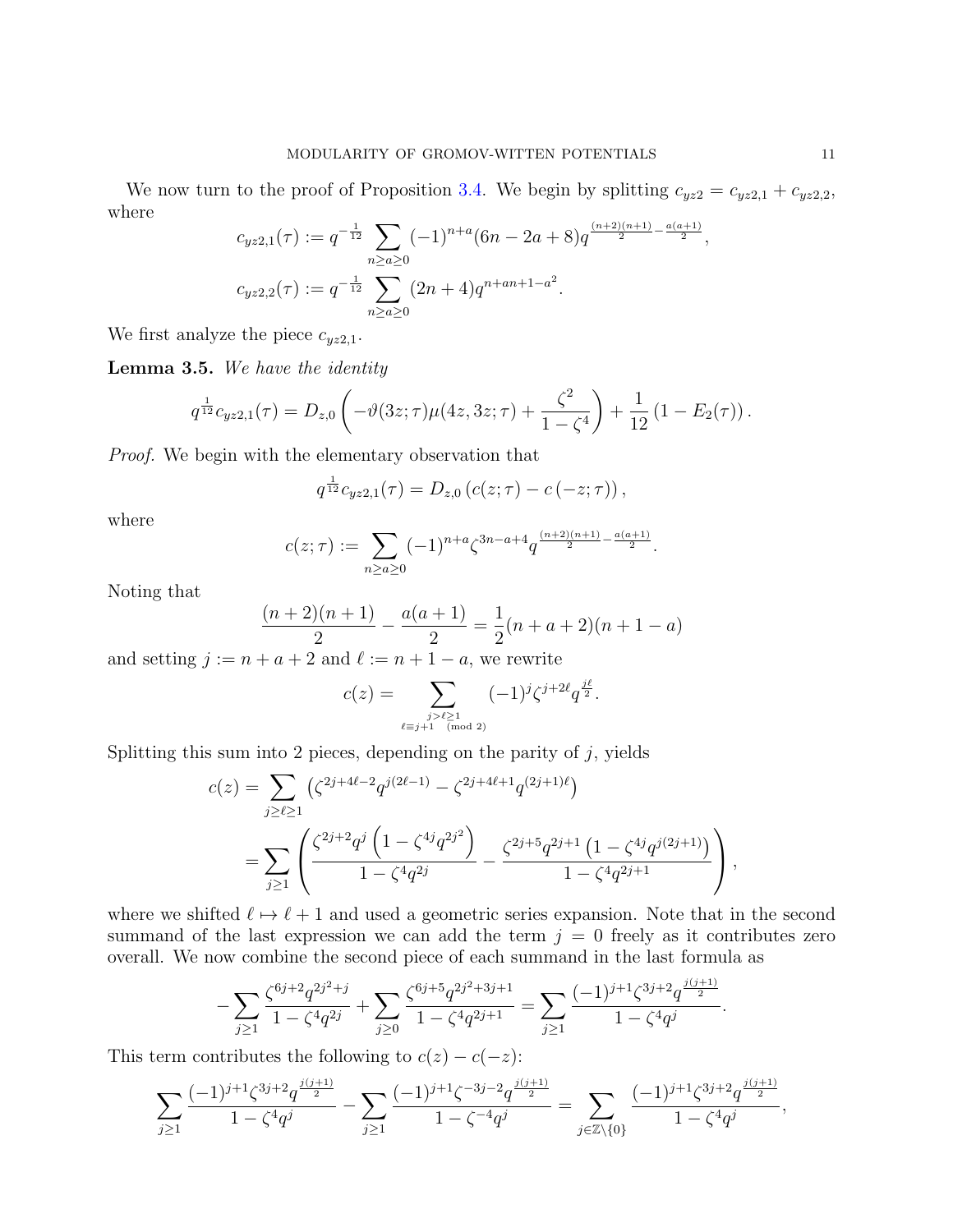We now turn to the proof of Proposition 3.4. We begin by splitting $c_{yz2} = c_{yz2,1} + c_{yz2,2}$, where

$$c_{yz2,1}(\tau) := q^{-\frac{1}{12}} \sum_{n\geq a\geq 0} (-1)^{n+a}(6n-2a+8)q^{\frac{(n+2)(n+1)}{2}-\frac{a(a+1)}{2}},$$

$$c_{yz2,2}(\tau) := q^{-\frac{1}{12}} \sum_{n\geq a\geq 0} (2n+4)q^{n+an+1-a^2}.$$

We first analyze the piece $c_{yz2,1}$.

**Lemma 3.5.** *We have the identity*

$$q^{\frac{1}{12}} c_{yz2,1}(\tau) = D_{z,0}\left(-\vartheta(3z;\tau)\mu(4z,3z;\tau) + \frac{\zeta^2}{1-\zeta^4}\right) + \frac{1}{12}\left(1 - E_2(\tau)\right).$$

*Proof.* We begin with the elementary observation that

$$q^{\frac{1}{12}} c_{yz2,1}(\tau) = D_{z,0}\left(c(z;\tau) - c\left(-z;\tau\right)\right),$$

where

$$c(z;\tau) := \sum_{n\geq a\geq 0} (-1)^{n+a}\zeta^{3n-a+4}q^{\frac{(n+2)(n+1)}{2}-\frac{a(a+1)}{2}}.$$

Noting that

$$\frac{(n+2)(n+1)}{2} - \frac{a(a+1)}{2} = \frac{1}{2}(n+a+2)(n+1-a)$$

and setting $j := n+a+2$ and $\ell := n+1-a$, we rewrite

$$c(z) = \sum_{\substack{j>\ell\geq 1 \\ \ell\equiv j+1 \pmod 2}} (-1)^j \zeta^{j+2\ell} q^{\frac{j\ell}{2}}.$$

Splitting this sum into 2 pieces, depending on the parity of $j$, yields

$$\begin{aligned}
c(z) &= \sum_{j\geq \ell\geq 1}\left(\zeta^{2j+4\ell-2}q^{j(2\ell-1)} - \zeta^{2j+4\ell+1}q^{(2j+1)\ell}\right)\\
&= \sum_{j\geq 1}\left(\frac{\zeta^{2j+2}q^j\left(1-\zeta^{4j}q^{2j^2}\right)}{1-\zeta^4 q^{2j}} - \frac{\zeta^{2j+5}q^{2j+1}\left(1-\zeta^{4j}q^{j(2j+1)}\right)}{1-\zeta^4 q^{2j+1}}\right),
\end{aligned}$$

where we shifted $\ell \mapsto \ell+1$ and used a geometric series expansion. Note that in the second summand of the last expression we can add the term $j=0$ freely as it contributes zero overall. We now combine the second piece of each summand in the last formula as

$$-\sum_{j\geq 1}\frac{\zeta^{6j+2}q^{2j^2+j}}{1-\zeta^4 q^{2j}} + \sum_{j\geq 0}\frac{\zeta^{6j+5}q^{2j^2+3j+1}}{1-\zeta^4 q^{2j+1}} = \sum_{j\geq 1}\frac{(-1)^{j+1}\zeta^{3j+2}q^{\frac{j(j+1)}{2}}}{1-\zeta^4 q^j}.$$

This term contributes the following to $c(z) - c(-z)$:

$$\sum_{j\geq 1}\frac{(-1)^{j+1}\zeta^{3j+2}q^{\frac{j(j+1)}{2}}}{1-\zeta^4 q^j} - \sum_{j\geq 1}\frac{(-1)^{j+1}\zeta^{-3j-2}q^{\frac{j(j+1)}{2}}}{1-\zeta^{-4} q^j} = \sum_{j\in\mathbb{Z}\setminus\{0\}}\frac{(-1)^{j+1}\zeta^{3j+2}q^{\frac{j(j+1)}{2}}}{1-\zeta^4 q^j},$$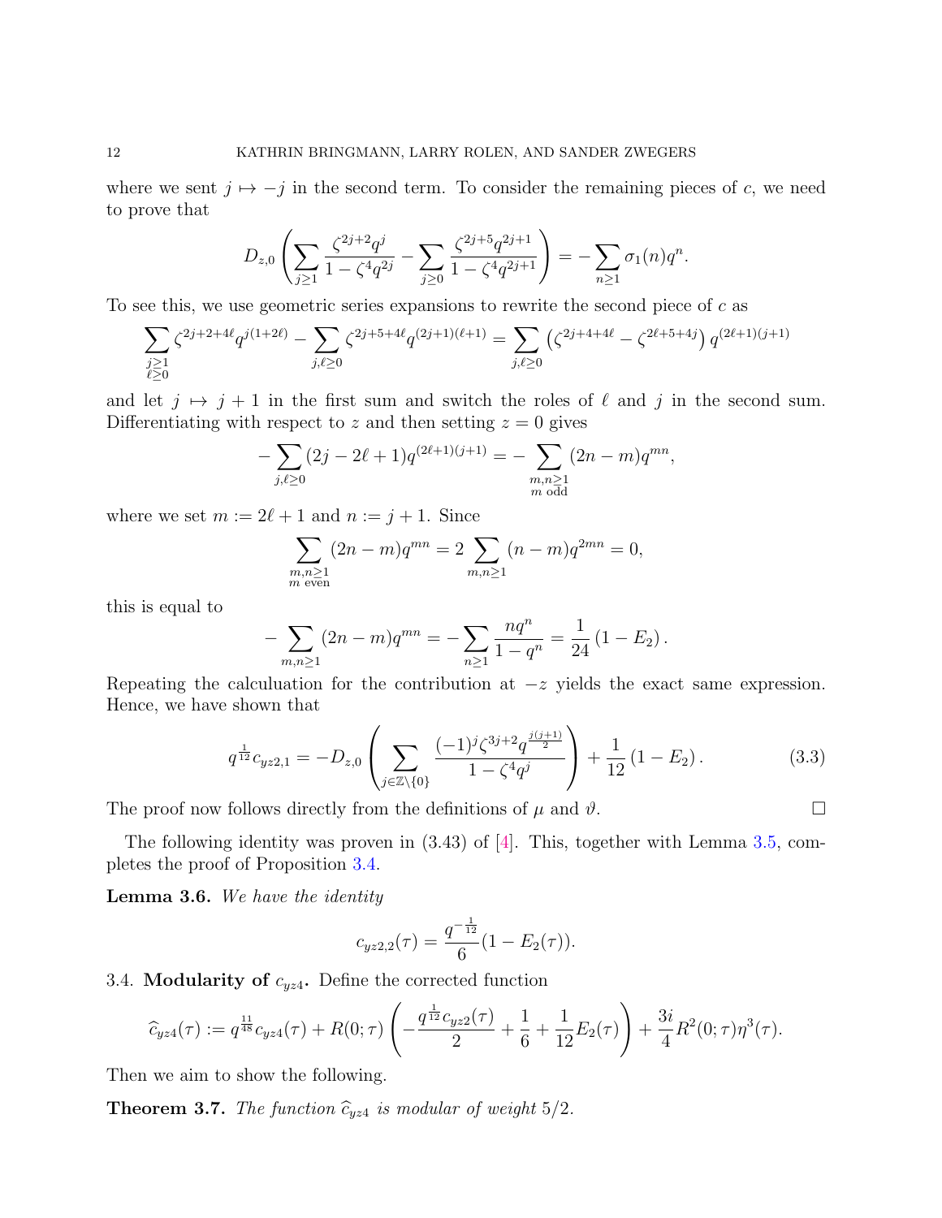where we sent $j \mapsto -j$ in the second term. To consider the remaining pieces of $c$, we need to prove that

$$D_{z,0}\left(\sum_{j\geq 1}\frac{\zeta^{2j+2}q^j}{1-\zeta^4 q^{2j}}-\sum_{j\geq 0}\frac{\zeta^{2j+5}q^{2j+1}}{1-\zeta^4 q^{2j+1}}\right)=-\sum_{n\geq 1}\sigma_1(n)q^n.$$

To see this, we use geometric series expansions to rewrite the second piece of $c$ as

$$\sum_{\substack{j\geq 1\\ \ell\geq 0}}\zeta^{2j+2+4\ell}q^{j(1+2\ell)}-\sum_{j,\ell\geq 0}\zeta^{2j+5+4\ell}q^{(2j+1)(\ell+1)}=\sum_{j,\ell\geq 0}\left(\zeta^{2j+4+4\ell}-\zeta^{2\ell+5+4j}\right)q^{(2\ell+1)(j+1)}$$

and let $j \mapsto j+1$ in the first sum and switch the roles of $\ell$ and $j$ in the second sum. Differentiating with respect to $z$ and then setting $z=0$ gives

$$-\sum_{j,\ell\geq 0}(2j-2\ell+1)q^{(2\ell+1)(j+1)}=-\sum_{\substack{m,n\geq 1\\ m\text{ odd}}}(2n-m)q^{mn},$$

where we set $m:=2\ell+1$ and $n:=j+1$. Since

$$\sum_{\substack{m,n\geq 1\\ m\text{ even}}}(2n-m)q^{mn}=2\sum_{m,n\geq 1}(n-m)q^{2mn}=0,$$

this is equal to

$$-\sum_{m,n\geq 1}(2n-m)q^{mn}=-\sum_{n\geq 1}\frac{nq^n}{1-q^n}=\frac{1}{24}\left(1-E_2\right).$$

Repeating the calculation for the contribution at $-z$ yields the exact same expression. Hence, we have shown that

$$q^{\frac{1}{12}}c_{yz2,1}=-D_{z,0}\left(\sum_{j\in\mathbb{Z}\setminus\{0\}}\frac{(-1)^j\zeta^{3j+2}q^{\frac{j(j+1)}{2}}}{1-\zeta^4q^j}\right)+\frac{1}{12}\left(1-E_2\right). \tag{3.3}$$

The proof now follows directly from the definitions of $\mu$ and $\vartheta$. $\square$

The following identity was proven in (3.43) of [4]. This, together with Lemma 3.5, completes the proof of Proposition 3.4.

**Lemma 3.6.** *We have the identity*

$$c_{yz2,2}(\tau)=\frac{q^{-\frac{1}{12}}}{6}(1-E_2(\tau)).$$

3.4. **Modularity of $c_{yz4}$.** Define the corrected function

$$\widehat{c}_{yz4}(\tau):=q^{\frac{11}{48}}c_{yz4}(\tau)+R(0;\tau)\left(-\frac{q^{\frac{1}{12}}c_{yz2}(\tau)}{2}+\frac{1}{6}+\frac{1}{12}E_2(\tau)\right)+\frac{3i}{4}R^2(0;\tau)\eta^3(\tau).$$

Then we aim to show the following.

**Theorem 3.7.** *The function $\widehat{c}_{yz4}$ is modular of weight $5/2$.*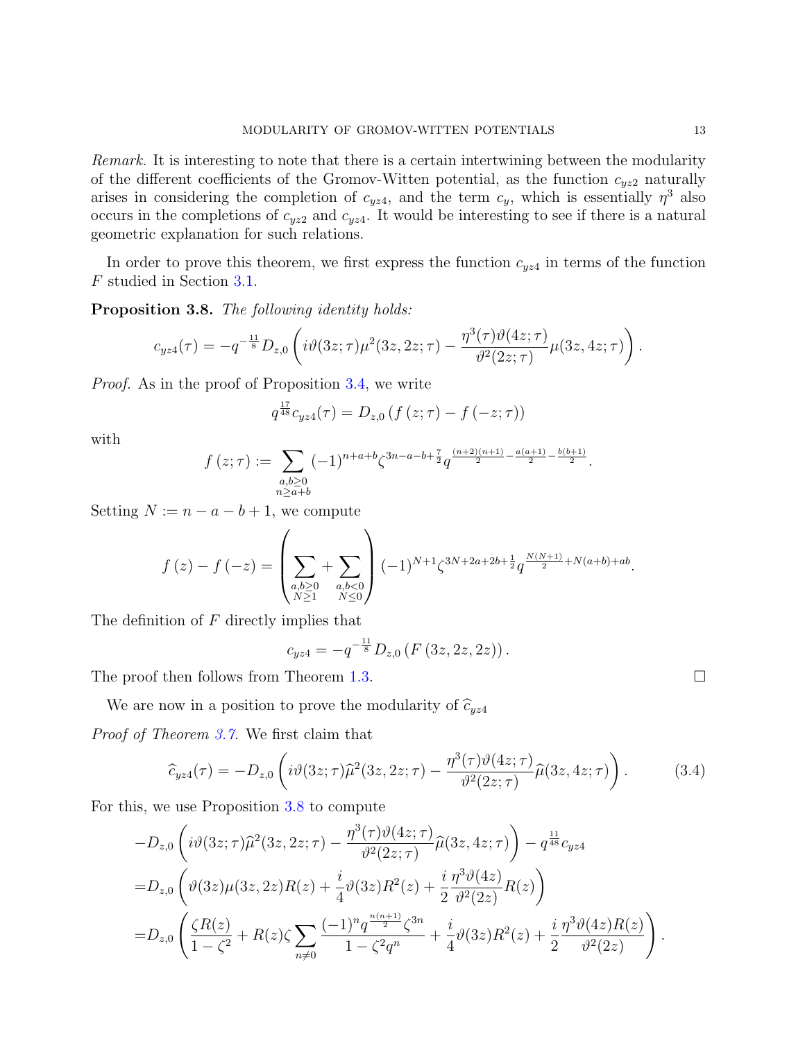*Remark.* It is interesting to note that there is a certain intertwining between the modularity of the different coefficients of the Gromov-Witten potential, as the function $c_{yz2}$ naturally arises in considering the completion of $c_{yz4}$, and the term $c_y$, which is essentially $\eta^3$ also occurs in the completions of $c_{yz2}$ and $c_{yz4}$. It would be interesting to see if there is a natural geometric explanation for such relations.

In order to prove this theorem, we first express the function $c_{yz4}$ in terms of the function $F$ studied in Section 3.1.

**Proposition 3.8.** *The following identity holds:*

$$c_{yz4}(\tau) = -q^{-\frac{11}{8}} D_{z,0}\left( i\vartheta(3z;\tau)\mu^2(3z,2z;\tau) - \frac{\eta^3(\tau)\vartheta(4z;\tau)}{\vartheta^2(2z;\tau)}\mu(3z,4z;\tau)\right).$$

*Proof.* As in the proof of Proposition 3.4, we write

$$q^{\frac{17}{48}} c_{yz4}(\tau) = D_{z,0}\left(f(z;\tau) - f(-z;\tau)\right)$$

with

$$f(z;\tau) := \sum_{\substack{a,b\geq 0\\ n\geq a+b}} (-1)^{n+a+b}\zeta^{3n-a-b+\frac{7}{2}} q^{\frac{(n+2)(n+1)}{2}-\frac{a(a+1)}{2}-\frac{b(b+1)}{2}}.$$

Setting $N := n-a-b+1$, we compute

$$f(z) - f(-z) = \left( \sum_{\substack{a,b\geq 0\\ N\geq 1}} + \sum_{\substack{a,b<0\\ N\leq 0}}\right)(-1)^{N+1}\zeta^{3N+2a+2b+\frac{1}{2}} q^{\frac{N(N+1)}{2}+N(a+b)+ab}.$$

The definition of $F$ directly implies that

$$c_{yz4} = -q^{-\frac{11}{8}} D_{z,0}\left(F(3z,2z,2z)\right).$$

The proof then follows from Theorem 1.3. $\square$

We are now in a position to prove the modularity of $\widehat{c}_{yz4}$

*Proof of Theorem 3.7.* We first claim that

$$\widehat{c}_{yz4}(\tau) = -D_{z,0}\left( i\vartheta(3z;\tau)\widehat{\mu}^2(3z,2z;\tau) - \frac{\eta^3(\tau)\vartheta(4z;\tau)}{\vartheta^2(2z;\tau)}\widehat{\mu}(3z,4z;\tau)\right). \tag{3.4}$$

For this, we use Proposition 3.8 to compute

$$\begin{aligned}
&-D_{z,0}\left( i\vartheta(3z;\tau)\widehat{\mu}^2(3z,2z;\tau) - \frac{\eta^3(\tau)\vartheta(4z;\tau)}{\vartheta^2(2z;\tau)}\widehat{\mu}(3z,4z;\tau)\right) - q^{\frac{11}{48}}c_{yz4}\\
&= D_{z,0}\left(\vartheta(3z)\mu(3z,2z)R(z) + \frac{i}{4}\vartheta(3z)R^2(z) + \frac{i}{2}\frac{\eta^3\vartheta(4z)}{\vartheta^2(2z)}R(z)\right)\\
&= D_{z,0}\left(\frac{\zeta R(z)}{1-\zeta^2} + R(z)\zeta\sum_{n\neq 0}\frac{(-1)^n q^{\frac{n(n+1)}{2}}\zeta^{3n}}{1-\zeta^2 q^n} + \frac{i}{4}\vartheta(3z)R^2(z) + \frac{i}{2}\frac{\eta^3\vartheta(4z)R(z)}{\vartheta^2(2z)}\right).
\end{aligned}$$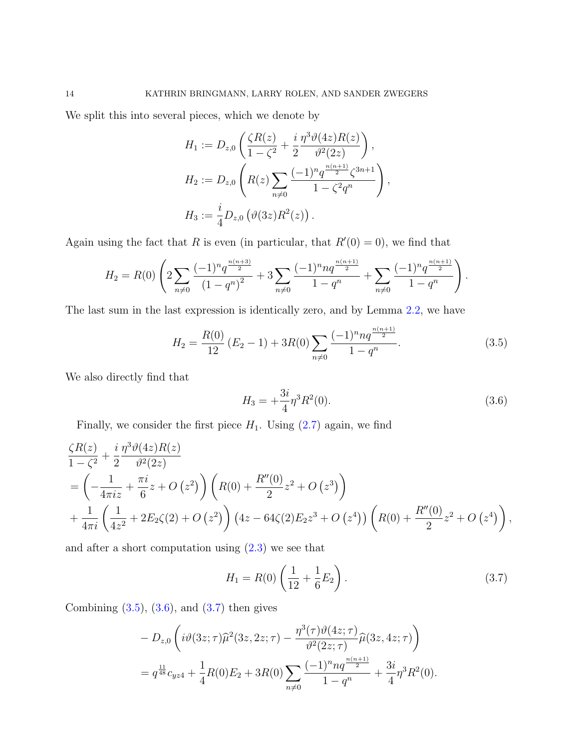We split this into several pieces, which we denote by

$$
\begin{aligned}
H_1 &:= D_{z,0}\left(\frac{\zeta R(z)}{1-\zeta^2} + \frac{i}{2}\frac{\eta^3\vartheta(4z)R(z)}{\vartheta^2(2z)}\right),\\
H_2 &:= D_{z,0}\left(R(z)\sum_{n\neq 0}\frac{(-1)^n q^{\frac{n(n+1)}{2}}\zeta^{3n+1}}{1-\zeta^2 q^n}\right),\\
H_3 &:= \frac{i}{4}D_{z,0}\left(\vartheta(3z)R^2(z)\right).
\end{aligned}
$$

Again using the fact that $R$ is even (in particular, that $R'(0)=0$), we find that

$$
H_2 = R(0)\left(2\sum_{n\neq 0}\frac{(-1)^n q^{\frac{n(n+3)}{2}}}{(1-q^n)^2} + 3\sum_{n\neq 0}\frac{(-1)^n n q^{\frac{n(n+1)}{2}}}{1-q^n} + \sum_{n\neq 0}\frac{(-1)^n q^{\frac{n(n+1)}{2}}}{1-q^n}\right).
$$

The last sum in the last expression is identically zero, and by Lemma 2.2, we have

$$
H_2 = \frac{R(0)}{12}\left(E_2-1\right) + 3R(0)\sum_{n\neq 0}\frac{(-1)^n n q^{\frac{n(n+1)}{2}}}{1-q^n}. \tag{3.5}
$$

We also directly find that

$$
H_3 = +\frac{3i}{4}\eta^3 R^2(0). \tag{3.6}
$$

Finally, we consider the first piece $H_1$. Using (2.7) again, we find

$$
\begin{aligned}
&\frac{\zeta R(z)}{1-\zeta^2} + \frac{i}{2}\frac{\eta^3\vartheta(4z)R(z)}{\vartheta^2(2z)}\\
&= \left(-\frac{1}{4\pi i z} + \frac{\pi i}{6}z + O\left(z^2\right)\right)\left(R(0) + \frac{R''(0)}{2}z^2 + O\left(z^3\right)\right)\\
&+ \frac{1}{4\pi i}\left(\frac{1}{4z^2} + 2E_2\zeta(2) + O\left(z^2\right)\right)\left(4z - 64\zeta(2)E_2 z^3 + O\left(z^4\right)\right)\left(R(0) + \frac{R''(0)}{2}z^2 + O\left(z^4\right)\right),
\end{aligned}
$$

and after a short computation using (2.3) we see that

$$
H_1 = R(0)\left(\frac{1}{12} + \frac{1}{6}E_2\right). \tag{3.7}
$$

Combining (3.5), (3.6), and (3.7) then gives

$$
\begin{aligned}
&-D_{z,0}\left(i\vartheta(3z;\tau)\widehat{\mu}^2(3z,2z;\tau) - \frac{\eta^3(\tau)\vartheta(4z;\tau)}{\vartheta^2(2z;\tau)}\widehat{\mu}(3z,4z;\tau)\right)\\
&= q^{\frac{11}{48}}c_{yz4} + \frac{1}{4}R(0)E_2 + 3R(0)\sum_{n\neq 0}\frac{(-1)^n n q^{\frac{n(n+1)}{2}}}{1-q^n} + \frac{3i}{4}\eta^3 R^2(0).
\end{aligned}
$$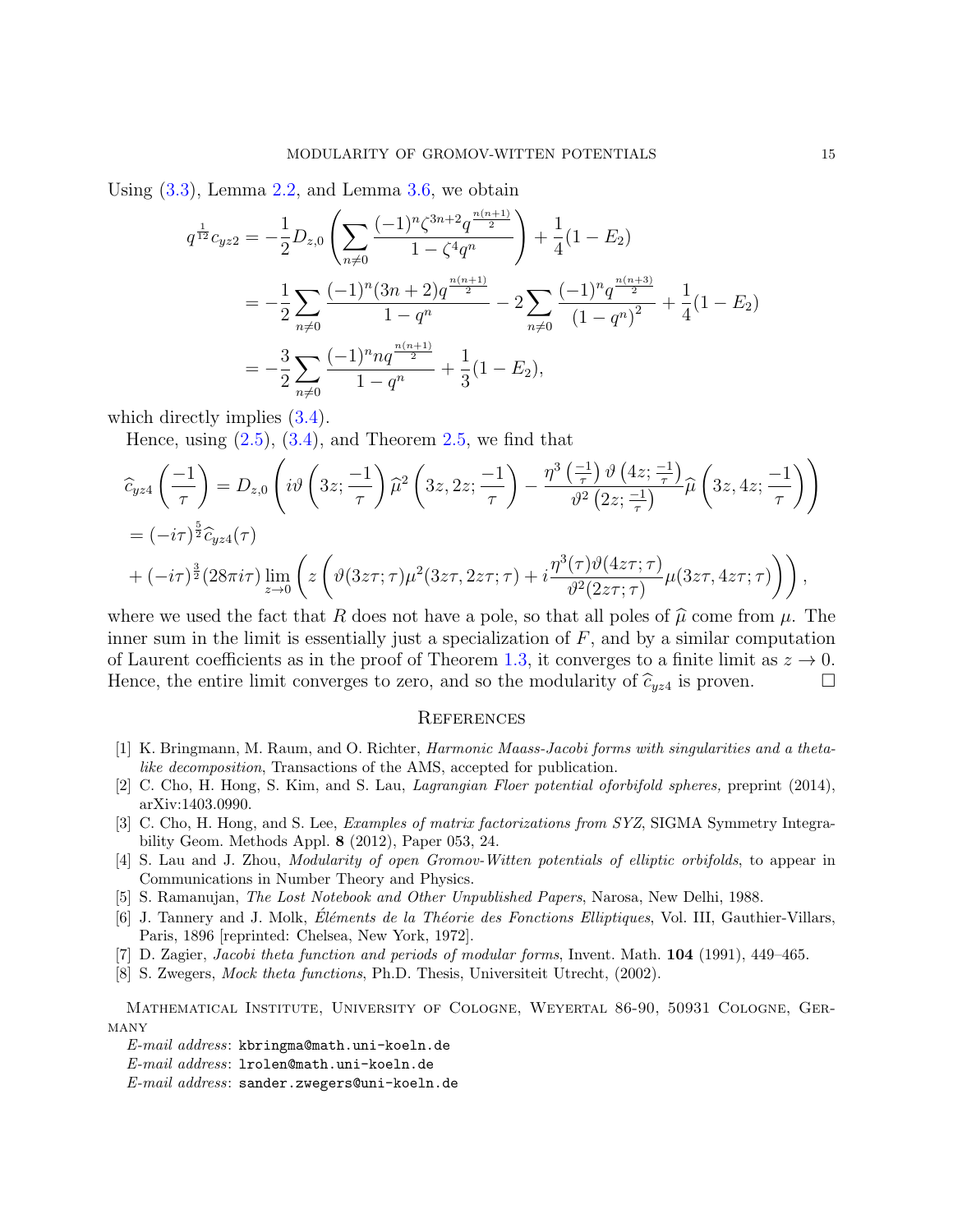Using (3.3), Lemma 2.2, and Lemma 3.6, we obtain

$$
\begin{aligned}
q^{\frac{1}{12}} c_{yz2} &= -\frac{1}{2} D_{z,0} \left( \sum_{n \neq 0} \frac{(-1)^n \zeta^{3n+2} q^{\frac{n(n+1)}{2}}}{1 - \zeta^4 q^n} \right) + \frac{1}{4}(1 - E_2) \\
&= -\frac{1}{2} \sum_{n \neq 0} \frac{(-1)^n (3n+2) q^{\frac{n(n+1)}{2}}}{1 - q^n} - 2 \sum_{n \neq 0} \frac{(-1)^n q^{\frac{n(n+3)}{2}}}{(1 - q^n)^2} + \frac{1}{4}(1 - E_2) \\
&= -\frac{3}{2} \sum_{n \neq 0} \frac{(-1)^n n q^{\frac{n(n+1)}{2}}}{1 - q^n} + \frac{1}{3}(1 - E_2),
\end{aligned}
$$

which directly implies (3.4).

Hence, using (2.5), (3.4), and Theorem 2.5, we find that

$$
\begin{aligned}
&\widehat{c}_{yz4}\left(\frac{-1}{\tau}\right) = D_{z,0}\left( i\vartheta\left(3z; \frac{-1}{\tau}\right) \widehat{\mu}^2\left(3z, 2z; \frac{-1}{\tau}\right) - \frac{\eta^3\left(\frac{-1}{\tau}\right) \vartheta\left(4z; \frac{-1}{\tau}\right)}{\vartheta^2\left(2z; \frac{-1}{\tau}\right)} \widehat{\mu}\left(3z, 4z; \frac{-1}{\tau}\right) \right) \\
&= (-i\tau)^{\frac{5}{2}} \widehat{c}_{yz4}(\tau) \\
&+ (-i\tau)^{\frac{3}{2}} (28\pi i \tau) \lim_{z \to 0} \left( z \left( \vartheta(3z\tau; \tau) \mu^2(3z\tau, 2z\tau; \tau) + i \frac{\eta^3(\tau) \vartheta(4z\tau; \tau)}{\vartheta^2(2z\tau; \tau)} \mu(3z\tau, 4z\tau; \tau) \right) \right),
\end{aligned}
$$

where we used the fact that $R$ does not have a pole, so that all poles of $\widehat{\mu}$ come from $\mu$. The inner sum in the limit is essentially just a specialization of $F$, and by a similar computation of Laurent coefficients as in the proof of Theorem 1.3, it converges to a finite limit as $z \to 0$. Hence, the entire limit converges to zero, and so the modularity of $\widehat{c}_{yz4}$ is proven. $\square$

## References

[1] K. Bringmann, M. Raum, and O. Richter, *Harmonic Maass-Jacobi forms with singularities and a theta-like decomposition*, Transactions of the AMS, accepted for publication.

[2] C. Cho, H. Hong, S. Kim, and S. Lau, *Lagrangian Floer potential oforbifold spheres,* preprint (2014), arXiv:1403.0990.

[3] C. Cho, H. Hong, and S. Lee, *Examples of matrix factorizations from SYZ*, SIGMA Symmetry Integrability Geom. Methods Appl. **8** (2012), Paper 053, 24.

[4] S. Lau and J. Zhou, *Modularity of open Gromov-Witten potentials of elliptic orbifolds*, to appear in Communications in Number Theory and Physics.

[5] S. Ramanujan, *The Lost Notebook and Other Unpublished Papers*, Narosa, New Delhi, 1988.

[6] J. Tannery and J. Molk, *Éléments de la Théorie des Fonctions Elliptiques*, Vol. III, Gauthier-Villars, Paris, 1896 [reprinted: Chelsea, New York, 1972].

[7] D. Zagier, *Jacobi theta function and periods of modular forms*, Invent. Math. **104** (1991), 449–465.

[8] S. Zwegers, *Mock theta functions*, Ph.D. Thesis, Universiteit Utrecht, (2002).

Mathematical Institute, University of Cologne, Weyertal 86-90, 50931 Cologne, Germany

*E-mail address*: kbringma@math.uni-koeln.de

*E-mail address*: lrolen@math.uni-koeln.de

*E-mail address*: sander.zwegers@uni-koeln.de